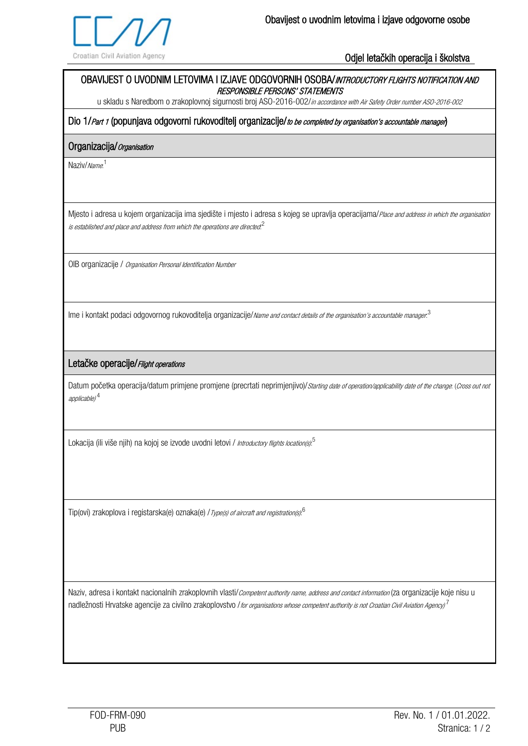# OBAVIJEST O UVODNIM LETOVIMA I IZJAVE ODGOVORNIH OSOBA/*INTRODUCTORY FLIGHTS NOTIFICATION AND RESPONSIBLE PERSONS' STATEMENTS*

u skladu s Naredbom o zrakoplovnoj sigurnosti broj ASO-2016-002/*in accordance with Air Safety Order number ASO-2016-002*

## Dio 1/*Part 1* (popunjava odgovorni rukovoditelj organizacije/*to be completed by organisation's accountable manager*)

### Organizacija/*Organisation*

Naziv/*Name:*[1]

Mjesto i adresa u kojem organizacija ima sjedište i mjesto i adresa s kojeg se upravlja operacijama/*Place and address in which the organisation is established and place and address from which the operations are directed:*[2]

OIB organizacije / *Organisation Personal Identification Number*

Ime i kontakt podaci odgovornog rukovoditelja organizacije/*Name and contact details of the organisation's accountable manager:*[3]

### Letačke operacije/*Flight operations*

Datum početka operacija/datum primjene promjene (precrtati neprimjenjivo)/*Starting date of operation/applicability date of the change.* (*Cross out not applicable)*[4]

Lokacija (ili više njih) na kojoj se izvode uvodni letovi / *Introductory flights location(s):*[5]

Tip(ovi) zrakoplova i registarska(e) oznaka(e) /*Type(s) of aircraft and registration(s):*[6]

Naziv, adresa i kontakt nacionalnih zrakoplovnih vlasti/*Competent authority name, address and contact information* (za organizacije koje nisu u nadležnosti Hrvatske agencije za civilno zrakoplovstvo /*for organisations whose competent authority is not Croatian Civil Aviation Agency)*[7]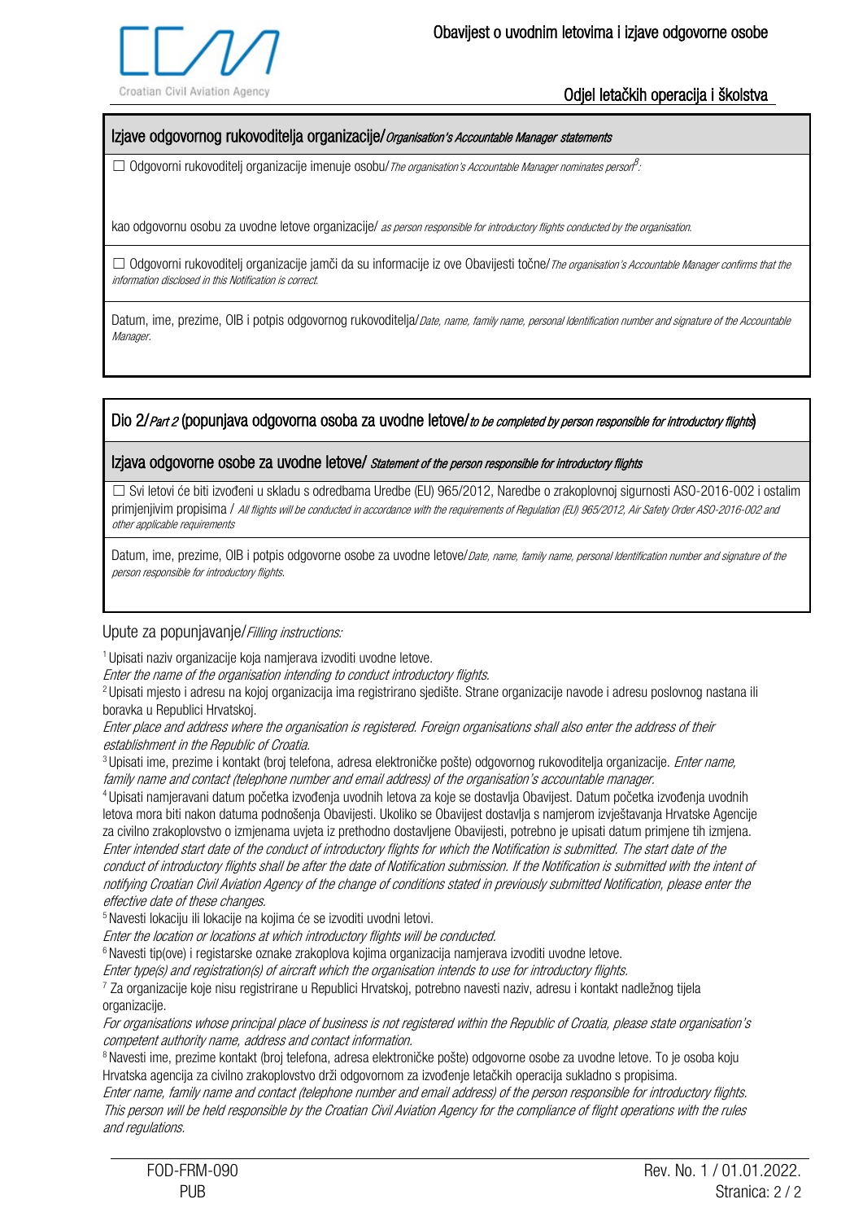## Izjave odgovornog rukovoditelja organizacije/*Organisation's Accountable Manager statements*

☐ Odgovorni rukovoditelj organizacije imenuje osobu/*The organisation's Accountable Manager nominates person*[8]:

kao odgovornu osobu za uvodne letove organizacije/ *as person responsible for introductory flights conducted by the organisation.*

☐ Odgovorni rukovoditelj organizacije jamči da su informacije iz ove Obavijesti točne/*The organisation's Accountable Manager confirms that the information disclosed in this Notification is correct.*

Datum, ime, prezime, OIB i potpis odgovornog rukovoditelja/*Date, name, family name, personal Identification number and signature of the Accountable Manager.*

## Dio 2/*Part 2* (popunjava odgovorna osoba za uvodne letove/*to be completed by person responsible for introductory flights*)

### Izjava odgovorne osobe za uvodne letove/ *Statement of the person responsible for introductory flights*

☐ Svi letovi će biti izvođeni u skladu s odredbama Uredbe (EU) 965/2012, Naredbe o zrakoplovnoj sigurnosti ASO-2016-002 i ostalim primjenjivim propisima / *All flights will be conducted in accordance with the requirements of Regulation (EU) 965/2012, Air Safety Order ASO-2016-002 and other applicable requirements*

Datum, ime, prezime, OIB i potpis odgovorne osobe za uvodne letove/*Date, name, family name, personal Identification number and signature of the person responsible for introductory flights.*

Upute za popunjavanje/*Filling instructions:*

[1] Upisati naziv organizacije koja namjerava izvoditi uvodne letove.
*Enter the name of the organisation intending to conduct introductory flights.*

[2] Upisati mjesto i adresu na kojoj organizacija ima registrirano sjedište. Strane organizacije navode i adresu poslovnog nastana ili boravka u Republici Hrvatskoj.
*Enter place and address where the organisation is registered. Foreign organisations shall also enter the address of their establishment in the Republic of Croatia.*

[3] Upisati ime, prezime i kontakt (broj telefona, adresa elektroničke pošte) odgovornog rukovoditelja organizacije. *Enter name, family name and contact (telephone number and email address) of the organisation's accountable manager.*

[4] Upisati namjeravani datum početka izvođenja uvodnih letova za koje se dostavlja Obavijest. Datum početka izvođenja uvodnih letova mora biti nakon datuma podnošenja Obavijesti. Ukoliko se Obavijest dostavlja s namjerom izvještavanja Hrvatske Agencije za civilno zrakoplovstvo o izmjenama uvjeta iz prethodno dostavljene Obavijesti, potrebno je upisati datum primjene tih izmjena.
*Enter intended start date of the conduct of introductory flights for which the Notification is submitted. The start date of the conduct of introductory flights shall be after the date of Notification submission. If the Notification is submitted with the intent of notifying Croatian Civil Aviation Agency of the change of conditions stated in previously submitted Notification, please enter the effective date of these changes.*

[5] Navesti lokaciju ili lokacije na kojima će se izvoditi uvodni letovi.
*Enter the location or locations at which introductory flights will be conducted.*

[6] Navesti tip(ove) i registarske oznake zrakoplova kojima organizacija namjerava izvoditi uvodne letove.
*Enter type(s) and registration(s) of aircraft which the organisation intends to use for introductory flights.*

[7] Za organizacije koje nisu registrirane u Republici Hrvatskoj, potrebno navesti naziv, adresu i kontakt nadležnog tijela organizacije.
*For organisations whose principal place of business is not registered within the Republic of Croatia, please state organisation's competent authority name, address and contact information.*

[8] Navesti ime, prezime kontakt (broj telefona, adresa elektroničke pošte) odgovorne osobe za uvodne letove. To je osoba koju Hrvatska agencija za civilno zrakoplovstvo drži odgovornom za izvođenje letačkih operacija sukladno s propisima.
*Enter name, family name and contact (telephone number and email address) of the person responsible for introductory flights. This person will be held responsible by the Croatian Civil Aviation Agency for the compliance of flight operations with the rules and regulations.*